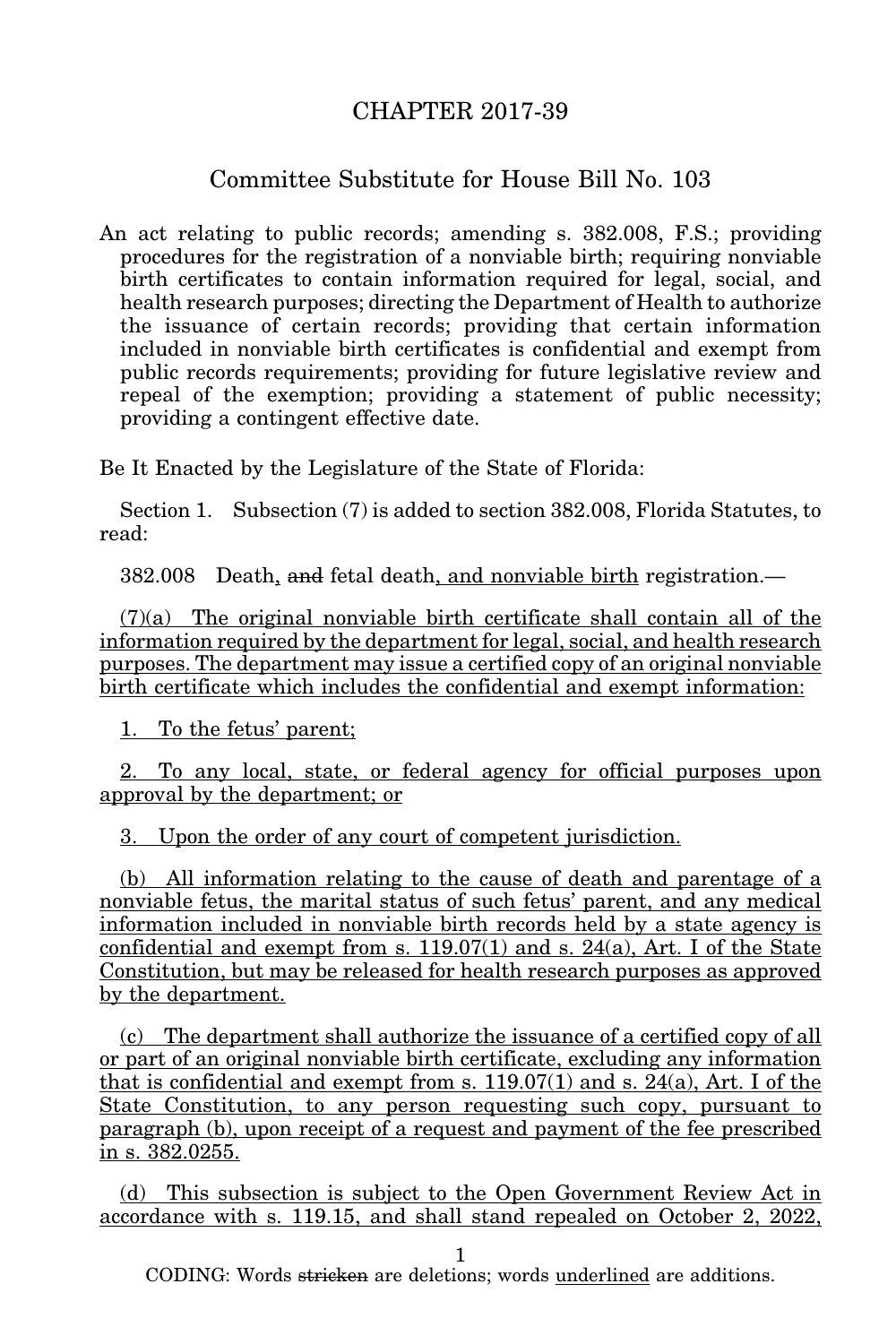# CHAPTER 2017-39

## Committee Substitute for House Bill No. 103

An act relating to public records; amending s. 382.008, F.S.; providing procedures for the registration of a nonviable birth; requiring nonviable birth certificates to contain information required for legal, social, and health research purposes; directing the Department of Health to authorize the issuance of certain records; providing that certain information included in nonviable birth certificates is confidential and exempt from public records requirements; providing for future legislative review and repeal of the exemption; providing a statement of public necessity; providing a contingent effective date.

Be It Enacted by the Legislature of the State of Florida:

Section 1. Subsection (7) is added to section 382.008, Florida Statutes, to read:

382.008 Death<u>,</u> ~~and~~ fetal death<u>, and nonviable birth</u> registration.—

<u>(7)(a) The original nonviable birth certificate shall contain all of the information required by the department for legal, social, and health research purposes. The department may issue a certified copy of an original nonviable birth certificate which includes the confidential and exempt information:</u>

<u>1. To the fetus' parent;</u>

<u>2. To any local, state, or federal agency for official purposes upon approval by the department; or</u>

<u>3. Upon the order of any court of competent jurisdiction.</u>

<u>(b) All information relating to the cause of death and parentage of a nonviable fetus, the marital status of such fetus' parent, and any medical information included in nonviable birth records held by a state agency is confidential and exempt from s. 119.07(1) and s. 24(a), Art. I of the State Constitution, but may be released for health research purposes as approved by the department.</u>

<u>(c) The department shall authorize the issuance of a certified copy of all or part of an original nonviable birth certificate, excluding any information that is confidential and exempt from s. 119.07(1) and s. 24(a), Art. I of the State Constitution, to any person requesting such copy, pursuant to paragraph (b), upon receipt of a request and payment of the fee prescribed in s. 382.0255.</u>

<u>(d) This subsection is subject to the Open Government Review Act in accordance with s. 119.15, and shall stand repealed on October 2, 2022,</u>

CODING: Words ~~stricken~~ are deletions; words <u>underlined</u> are additions.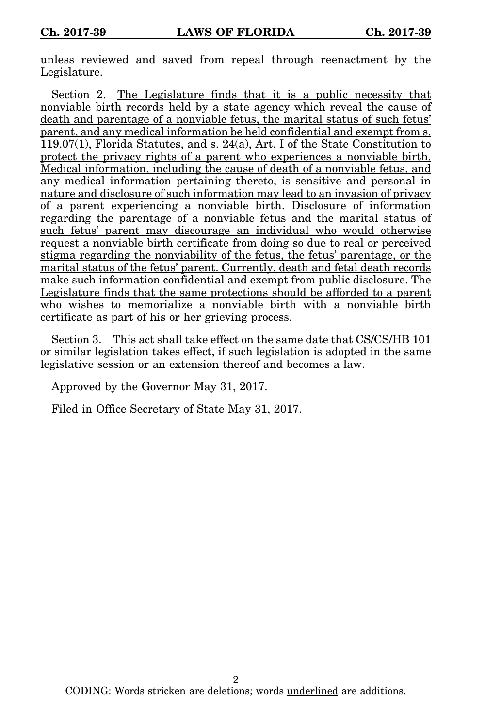unless reviewed and saved from repeal through reenactment by the Legislature.

Section 2. The Legislature finds that it is a public necessity that nonviable birth records held by a state agency which reveal the cause of death and parentage of a nonviable fetus, the marital status of such fetus' parent, and any medical information be held confidential and exempt from s. 119.07(1), Florida Statutes, and s. 24(a), Art. I of the State Constitution to protect the privacy rights of a parent who experiences a nonviable birth. Medical information, including the cause of death of a nonviable fetus, and any medical information pertaining thereto, is sensitive and personal in nature and disclosure of such information may lead to an invasion of privacy of a parent experiencing a nonviable birth. Disclosure of information regarding the parentage of a nonviable fetus and the marital status of such fetus' parent may discourage an individual who would otherwise request a nonviable birth certificate from doing so due to real or perceived stigma regarding the nonviability of the fetus, the fetus' parentage, or the marital status of the fetus' parent. Currently, death and fetal death records make such information confidential and exempt from public disclosure. The Legislature finds that the same protections should be afforded to a parent who wishes to memorialize a nonviable birth with a nonviable birth certificate as part of his or her grieving process.

Section 3. This act shall take effect on the same date that CS/CS/HB 101 or similar legislation takes effect, if such legislation is adopted in the same legislative session or an extension thereof and becomes a law.

Approved by the Governor May 31, 2017.

Filed in Office Secretary of State May 31, 2017.

CODING: Words ~~stricken~~ are deletions; words underlined are additions.